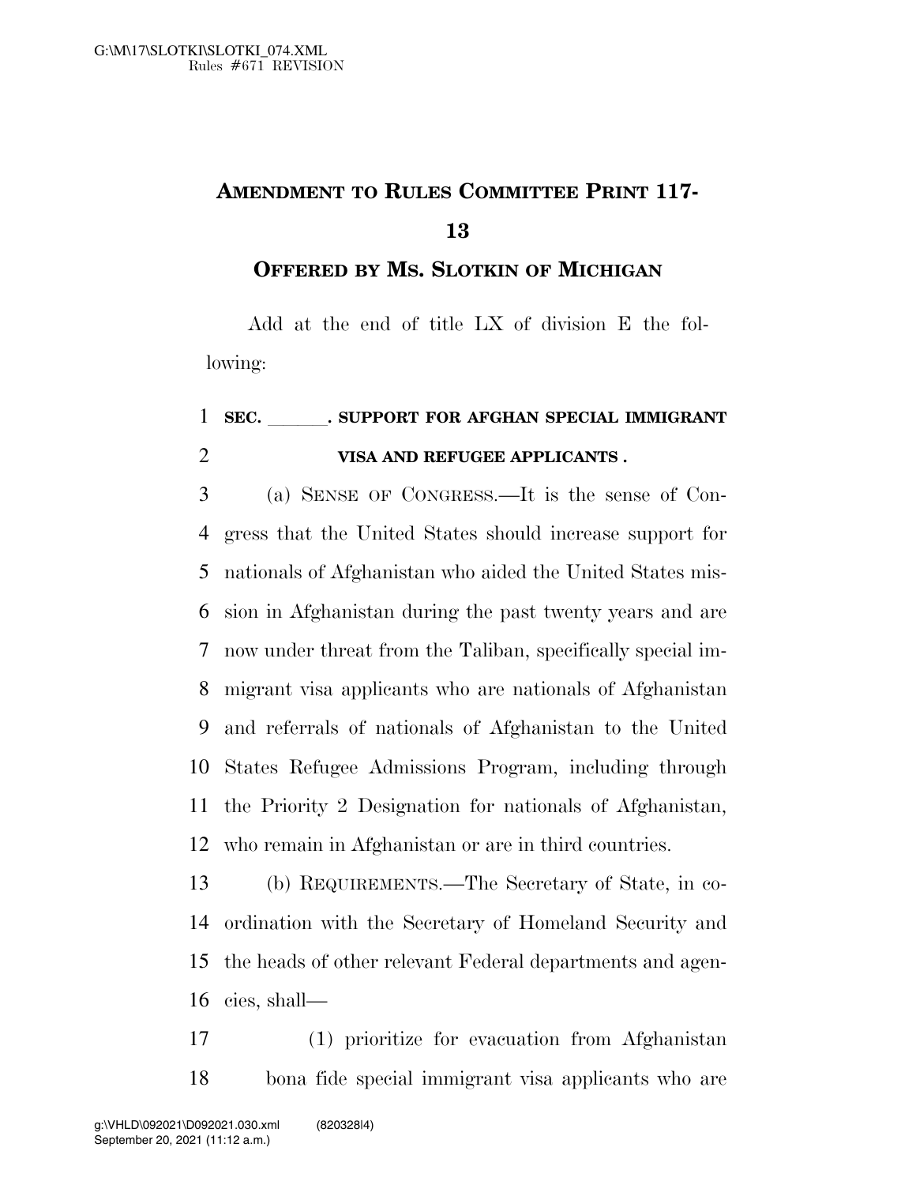# AMENDMENT TO RULES COMMITTEE PRINT 117-13

## OFFERED BY MS. SLOTKIN OF MICHIGAN

Add at the end of title LX of division E the following:

**SEC. \_\_\_\_\_\_. SUPPORT FOR AFGHAN SPECIAL IMMIGRANT VISA AND REFUGEE APPLICANTS .**

(a) SENSE OF CONGRESS.—It is the sense of Congress that the United States should increase support for nationals of Afghanistan who aided the United States mission in Afghanistan during the past twenty years and are now under threat from the Taliban, specifically special immigrant visa applicants who are nationals of Afghanistan and referrals of nationals of Afghanistan to the United States Refugee Admissions Program, including through the Priority 2 Designation for nationals of Afghanistan, who remain in Afghanistan or are in third countries.

(b) REQUIREMENTS.—The Secretary of State, in coordination with the Secretary of Homeland Security and the heads of other relevant Federal departments and agencies, shall—

(1) prioritize for evacuation from Afghanistan bona fide special immigrant visa applicants who are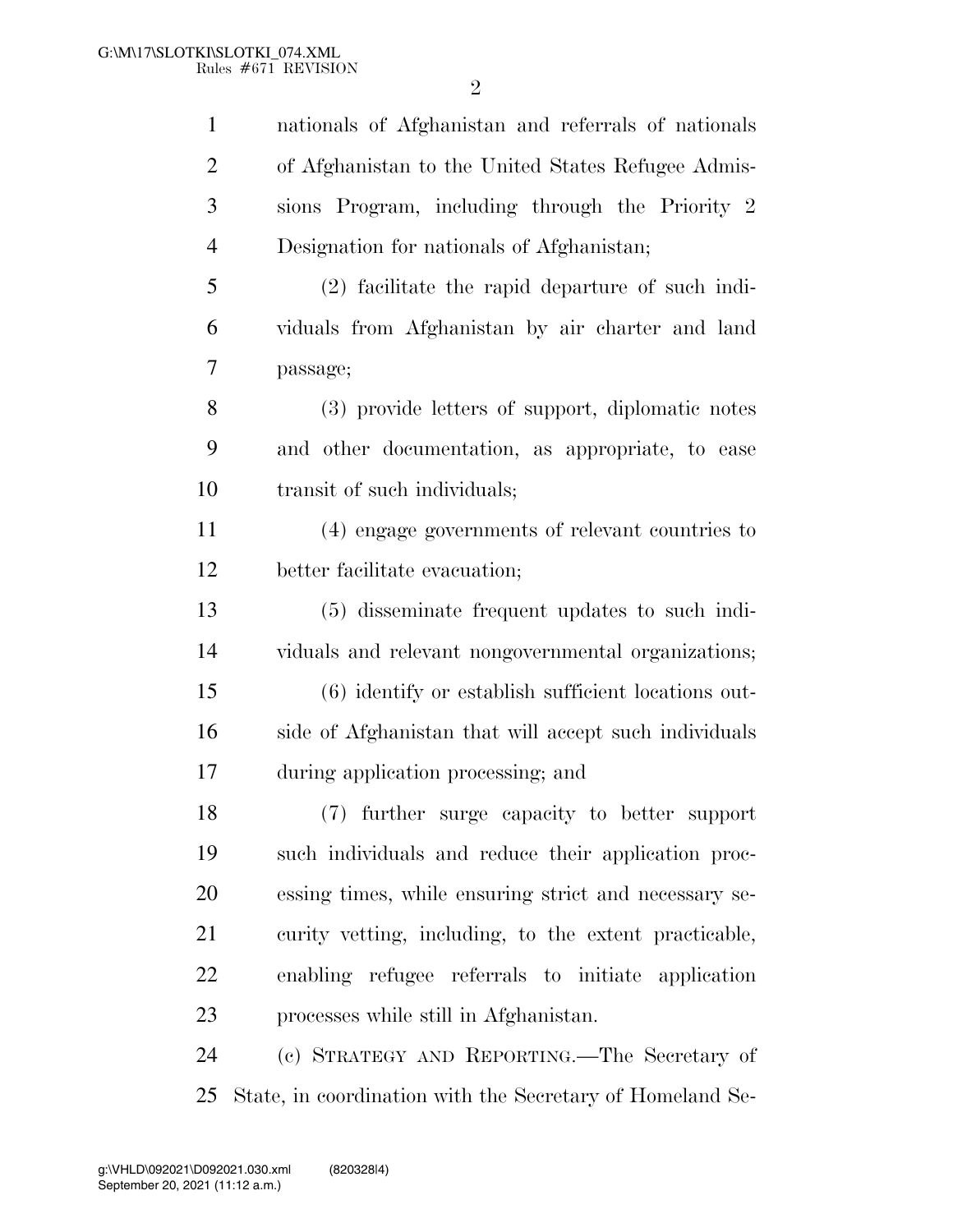nationals of Afghanistan and referrals of nationals of Afghanistan to the United States Refugee Admissions Program, including through the Priority 2 Designation for nationals of Afghanistan;

(2) facilitate the rapid departure of such individuals from Afghanistan by air charter and land passage;

(3) provide letters of support, diplomatic notes and other documentation, as appropriate, to ease transit of such individuals;

(4) engage governments of relevant countries to better facilitate evacuation;

(5) disseminate frequent updates to such individuals and relevant nongovernmental organizations;

(6) identify or establish sufficient locations outside of Afghanistan that will accept such individuals during application processing; and

(7) further surge capacity to better support such individuals and reduce their application processing times, while ensuring strict and necessary security vetting, including, to the extent practicable, enabling refugee referrals to initiate application processes while still in Afghanistan.

(c) STRATEGY AND REPORTING.—The Secretary of State, in coordination with the Secretary of Homeland Se-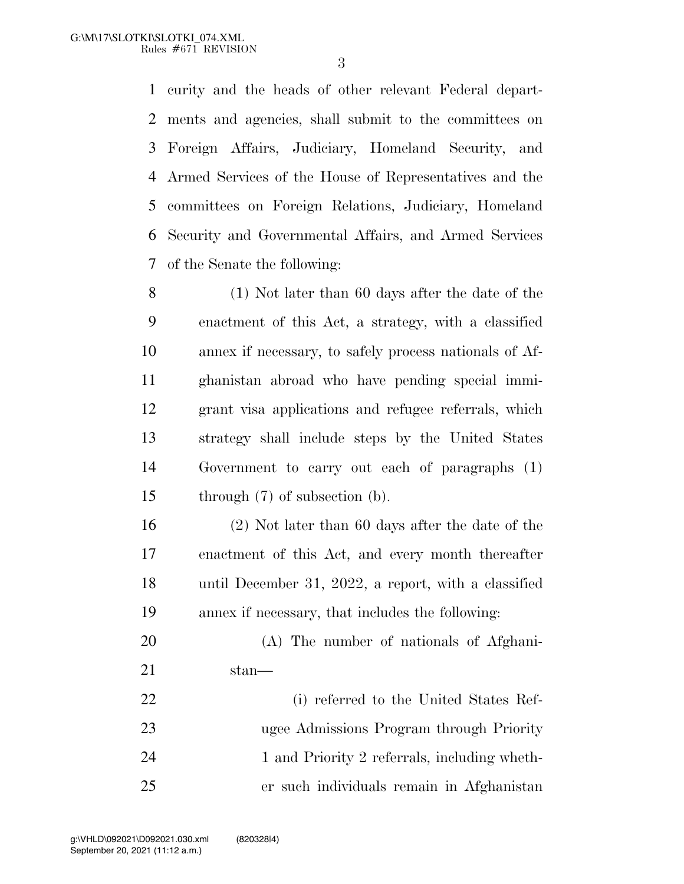curity and the heads of other relevant Federal departments and agencies, shall submit to the committees on Foreign Affairs, Judiciary, Homeland Security, and Armed Services of the House of Representatives and the committees on Foreign Relations, Judiciary, Homeland Security and Governmental Affairs, and Armed Services of the Senate the following:

(1) Not later than 60 days after the date of the enactment of this Act, a strategy, with a classified annex if necessary, to safely process nationals of Afghanistan abroad who have pending special immigrant visa applications and refugee referrals, which strategy shall include steps by the United States Government to carry out each of paragraphs (1) through (7) of subsection (b).

(2) Not later than 60 days after the date of the enactment of this Act, and every month thereafter until December 31, 2022, a report, with a classified annex if necessary, that includes the following:

(A) The number of nationals of Afghanistan—

(i) referred to the United States Refugee Admissions Program through Priority 1 and Priority 2 referrals, including whether such individuals remain in Afghanistan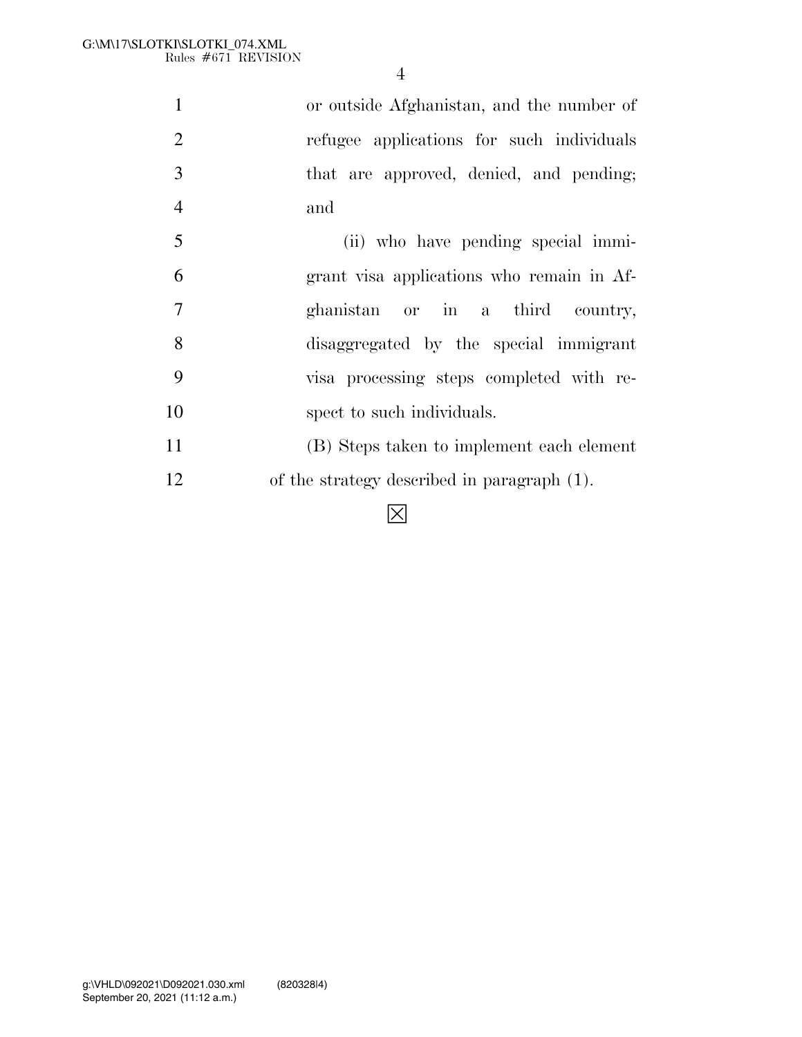or outside Afghanistan, and the number of refugee applications for such individuals that are approved, denied, and pending; and

(ii) who have pending special immigrant visa applications who remain in Afghanistan or in a third country, disaggregated by the special immigrant visa processing steps completed with respect to such individuals.

(B) Steps taken to implement each element of the strategy described in paragraph (1).

☒